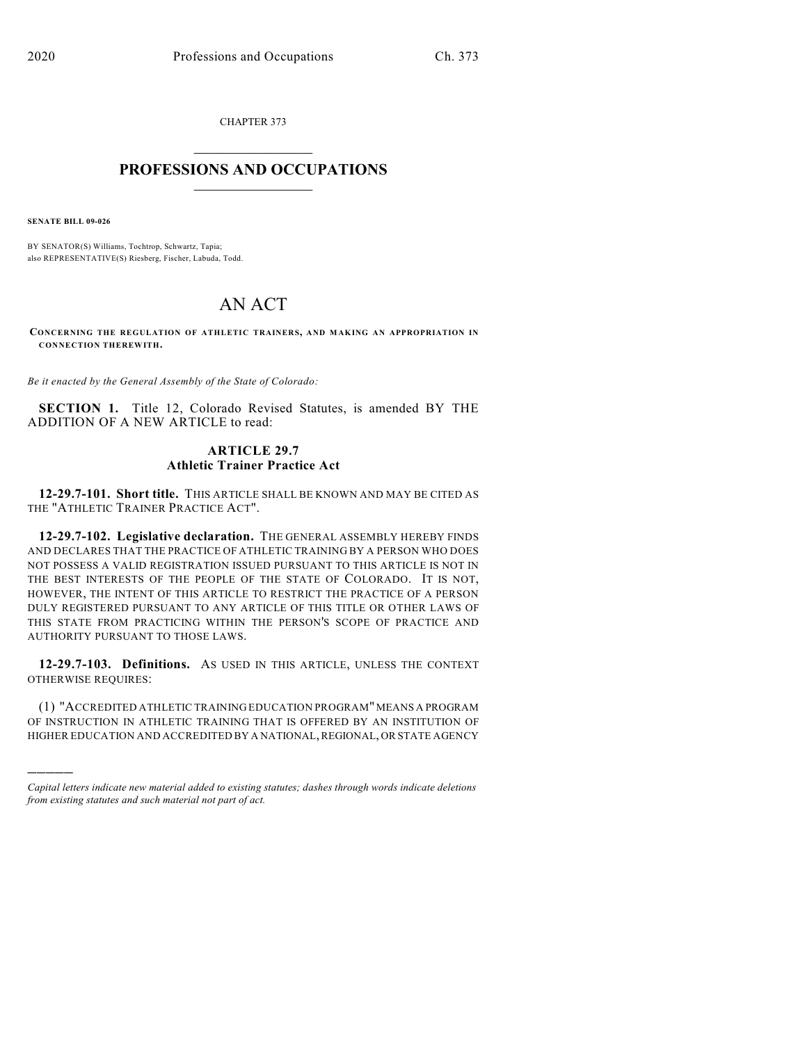CHAPTER 373

## PROFESSIONS AND OCCUPATIONS

**SENATE BILL 09-026**

BY SENATOR(S) Williams, Tochtrop, Schwartz, Tapia;
also REPRESENTATIVE(S) Riesberg, Fischer, Labuda, Todd.

# AN ACT

**CONCERNING THE REGULATION OF ATHLETIC TRAINERS, AND MAKING AN APPROPRIATION IN CONNECTION THEREWITH.**

*Be it enacted by the General Assembly of the State of Colorado:*

**SECTION 1.** Title 12, Colorado Revised Statutes, is amended BY THE ADDITION OF A NEW ARTICLE to read:

### ARTICLE 29.7
### Athletic Trainer Practice Act

**12-29.7-101. Short title.** THIS ARTICLE SHALL BE KNOWN AND MAY BE CITED AS THE "ATHLETIC TRAINER PRACTICE ACT".

**12-29.7-102. Legislative declaration.** THE GENERAL ASSEMBLY HEREBY FINDS AND DECLARES THAT THE PRACTICE OF ATHLETIC TRAINING BY A PERSON WHO DOES NOT POSSESS A VALID REGISTRATION ISSUED PURSUANT TO THIS ARTICLE IS NOT IN THE BEST INTERESTS OF THE PEOPLE OF THE STATE OF COLORADO. IT IS NOT, HOWEVER, THE INTENT OF THIS ARTICLE TO RESTRICT THE PRACTICE OF A PERSON DULY REGISTERED PURSUANT TO ANY ARTICLE OF THIS TITLE OR OTHER LAWS OF THIS STATE FROM PRACTICING WITHIN THE PERSON'S SCOPE OF PRACTICE AND AUTHORITY PURSUANT TO THOSE LAWS.

**12-29.7-103. Definitions.** AS USED IN THIS ARTICLE, UNLESS THE CONTEXT OTHERWISE REQUIRES:

(1) "ACCREDITED ATHLETIC TRAINING EDUCATION PROGRAM" MEANS A PROGRAM OF INSTRUCTION IN ATHLETIC TRAINING THAT IS OFFERED BY AN INSTITUTION OF HIGHER EDUCATION AND ACCREDITED BY A NATIONAL, REGIONAL, OR STATE AGENCY

*Capital letters indicate new material added to existing statutes; dashes through words indicate deletions from existing statutes and such material not part of act.*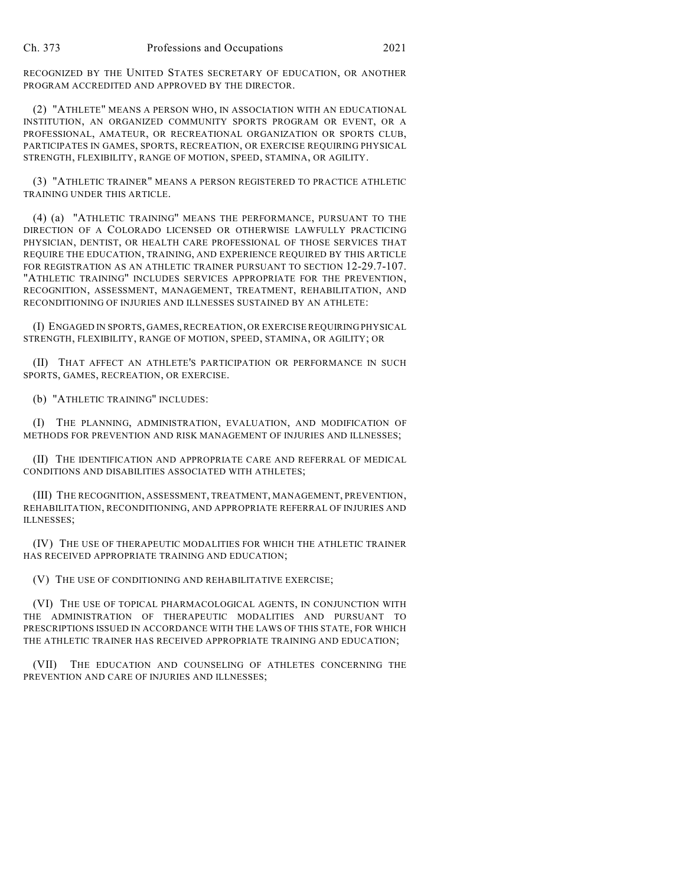RECOGNIZED BY THE UNITED STATES SECRETARY OF EDUCATION, OR ANOTHER PROGRAM ACCREDITED AND APPROVED BY THE DIRECTOR.

(2) "ATHLETE" MEANS A PERSON WHO, IN ASSOCIATION WITH AN EDUCATIONAL INSTITUTION, AN ORGANIZED COMMUNITY SPORTS PROGRAM OR EVENT, OR A PROFESSIONAL, AMATEUR, OR RECREATIONAL ORGANIZATION OR SPORTS CLUB, PARTICIPATES IN GAMES, SPORTS, RECREATION, OR EXERCISE REQUIRING PHYSICAL STRENGTH, FLEXIBILITY, RANGE OF MOTION, SPEED, STAMINA, OR AGILITY.

(3) "ATHLETIC TRAINER" MEANS A PERSON REGISTERED TO PRACTICE ATHLETIC TRAINING UNDER THIS ARTICLE.

(4) (a) "ATHLETIC TRAINING" MEANS THE PERFORMANCE, PURSUANT TO THE DIRECTION OF A COLORADO LICENSED OR OTHERWISE LAWFULLY PRACTICING PHYSICIAN, DENTIST, OR HEALTH CARE PROFESSIONAL OF THOSE SERVICES THAT REQUIRE THE EDUCATION, TRAINING, AND EXPERIENCE REQUIRED BY THIS ARTICLE FOR REGISTRATION AS AN ATHLETIC TRAINER PURSUANT TO SECTION 12-29.7-107. "ATHLETIC TRAINING" INCLUDES SERVICES APPROPRIATE FOR THE PREVENTION, RECOGNITION, ASSESSMENT, MANAGEMENT, TREATMENT, REHABILITATION, AND RECONDITIONING OF INJURIES AND ILLNESSES SUSTAINED BY AN ATHLETE:

(I) ENGAGED IN SPORTS, GAMES, RECREATION, OR EXERCISE REQUIRING PHYSICAL STRENGTH, FLEXIBILITY, RANGE OF MOTION, SPEED, STAMINA, OR AGILITY; OR

(II) THAT AFFECT AN ATHLETE'S PARTICIPATION OR PERFORMANCE IN SUCH SPORTS, GAMES, RECREATION, OR EXERCISE.

(b) "ATHLETIC TRAINING" INCLUDES:

(I) THE PLANNING, ADMINISTRATION, EVALUATION, AND MODIFICATION OF METHODS FOR PREVENTION AND RISK MANAGEMENT OF INJURIES AND ILLNESSES;

(II) THE IDENTIFICATION AND APPROPRIATE CARE AND REFERRAL OF MEDICAL CONDITIONS AND DISABILITIES ASSOCIATED WITH ATHLETES;

(III) THE RECOGNITION, ASSESSMENT, TREATMENT, MANAGEMENT, PREVENTION, REHABILITATION, RECONDITIONING, AND APPROPRIATE REFERRAL OF INJURIES AND ILLNESSES;

(IV) THE USE OF THERAPEUTIC MODALITIES FOR WHICH THE ATHLETIC TRAINER HAS RECEIVED APPROPRIATE TRAINING AND EDUCATION;

(V) THE USE OF CONDITIONING AND REHABILITATIVE EXERCISE;

(VI) THE USE OF TOPICAL PHARMACOLOGICAL AGENTS, IN CONJUNCTION WITH THE ADMINISTRATION OF THERAPEUTIC MODALITIES AND PURSUANT TO PRESCRIPTIONS ISSUED IN ACCORDANCE WITH THE LAWS OF THIS STATE, FOR WHICH THE ATHLETIC TRAINER HAS RECEIVED APPROPRIATE TRAINING AND EDUCATION;

(VII) THE EDUCATION AND COUNSELING OF ATHLETES CONCERNING THE PREVENTION AND CARE OF INJURIES AND ILLNESSES;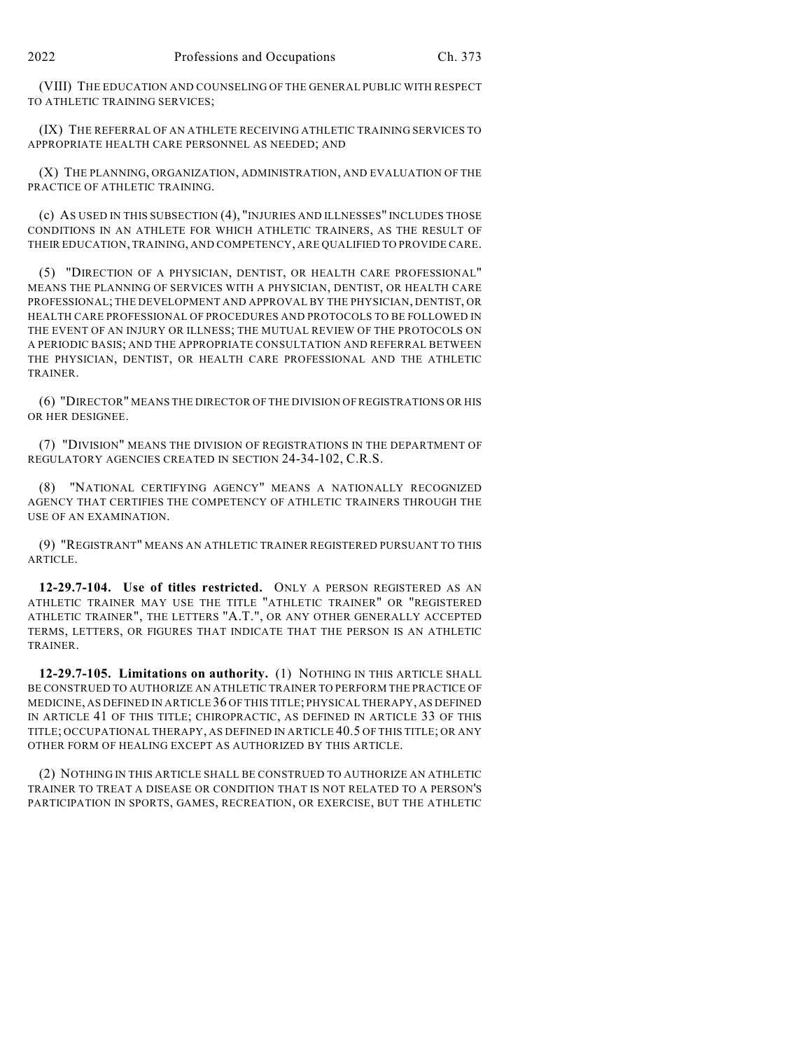(VIII) THE EDUCATION AND COUNSELING OF THE GENERAL PUBLIC WITH RESPECT TO ATHLETIC TRAINING SERVICES;

(IX) THE REFERRAL OF AN ATHLETE RECEIVING ATHLETIC TRAINING SERVICES TO APPROPRIATE HEALTH CARE PERSONNEL AS NEEDED; AND

(X) THE PLANNING, ORGANIZATION, ADMINISTRATION, AND EVALUATION OF THE PRACTICE OF ATHLETIC TRAINING.

(c) AS USED IN THIS SUBSECTION (4), "INJURIES AND ILLNESSES" INCLUDES THOSE CONDITIONS IN AN ATHLETE FOR WHICH ATHLETIC TRAINERS, AS THE RESULT OF THEIR EDUCATION, TRAINING, AND COMPETENCY, ARE QUALIFIED TO PROVIDE CARE.

(5) "DIRECTION OF A PHYSICIAN, DENTIST, OR HEALTH CARE PROFESSIONAL" MEANS THE PLANNING OF SERVICES WITH A PHYSICIAN, DENTIST, OR HEALTH CARE PROFESSIONAL; THE DEVELOPMENT AND APPROVAL BY THE PHYSICIAN, DENTIST, OR HEALTH CARE PROFESSIONAL OF PROCEDURES AND PROTOCOLS TO BE FOLLOWED IN THE EVENT OF AN INJURY OR ILLNESS; THE MUTUAL REVIEW OF THE PROTOCOLS ON A PERIODIC BASIS; AND THE APPROPRIATE CONSULTATION AND REFERRAL BETWEEN THE PHYSICIAN, DENTIST, OR HEALTH CARE PROFESSIONAL AND THE ATHLETIC TRAINER.

(6) "DIRECTOR" MEANS THE DIRECTOR OF THE DIVISION OF REGISTRATIONS OR HIS OR HER DESIGNEE.

(7) "DIVISION" MEANS THE DIVISION OF REGISTRATIONS IN THE DEPARTMENT OF REGULATORY AGENCIES CREATED IN SECTION 24-34-102, C.R.S.

(8) "NATIONAL CERTIFYING AGENCY" MEANS A NATIONALLY RECOGNIZED AGENCY THAT CERTIFIES THE COMPETENCY OF ATHLETIC TRAINERS THROUGH THE USE OF AN EXAMINATION.

(9) "REGISTRANT" MEANS AN ATHLETIC TRAINER REGISTERED PURSUANT TO THIS ARTICLE.

**12-29.7-104. Use of titles restricted.** ONLY A PERSON REGISTERED AS AN ATHLETIC TRAINER MAY USE THE TITLE "ATHLETIC TRAINER" OR "REGISTERED ATHLETIC TRAINER", THE LETTERS "A.T.", OR ANY OTHER GENERALLY ACCEPTED TERMS, LETTERS, OR FIGURES THAT INDICATE THAT THE PERSON IS AN ATHLETIC TRAINER.

**12-29.7-105. Limitations on authority.** (1) NOTHING IN THIS ARTICLE SHALL BE CONSTRUED TO AUTHORIZE AN ATHLETIC TRAINER TO PERFORM THE PRACTICE OF MEDICINE, AS DEFINED IN ARTICLE 36 OF THIS TITLE; PHYSICAL THERAPY, AS DEFINED IN ARTICLE 41 OF THIS TITLE; CHIROPRACTIC, AS DEFINED IN ARTICLE 33 OF THIS TITLE; OCCUPATIONAL THERAPY, AS DEFINED IN ARTICLE 40.5 OF THIS TITLE; OR ANY OTHER FORM OF HEALING EXCEPT AS AUTHORIZED BY THIS ARTICLE.

(2) NOTHING IN THIS ARTICLE SHALL BE CONSTRUED TO AUTHORIZE AN ATHLETIC TRAINER TO TREAT A DISEASE OR CONDITION THAT IS NOT RELATED TO A PERSON'S PARTICIPATION IN SPORTS, GAMES, RECREATION, OR EXERCISE, BUT THE ATHLETIC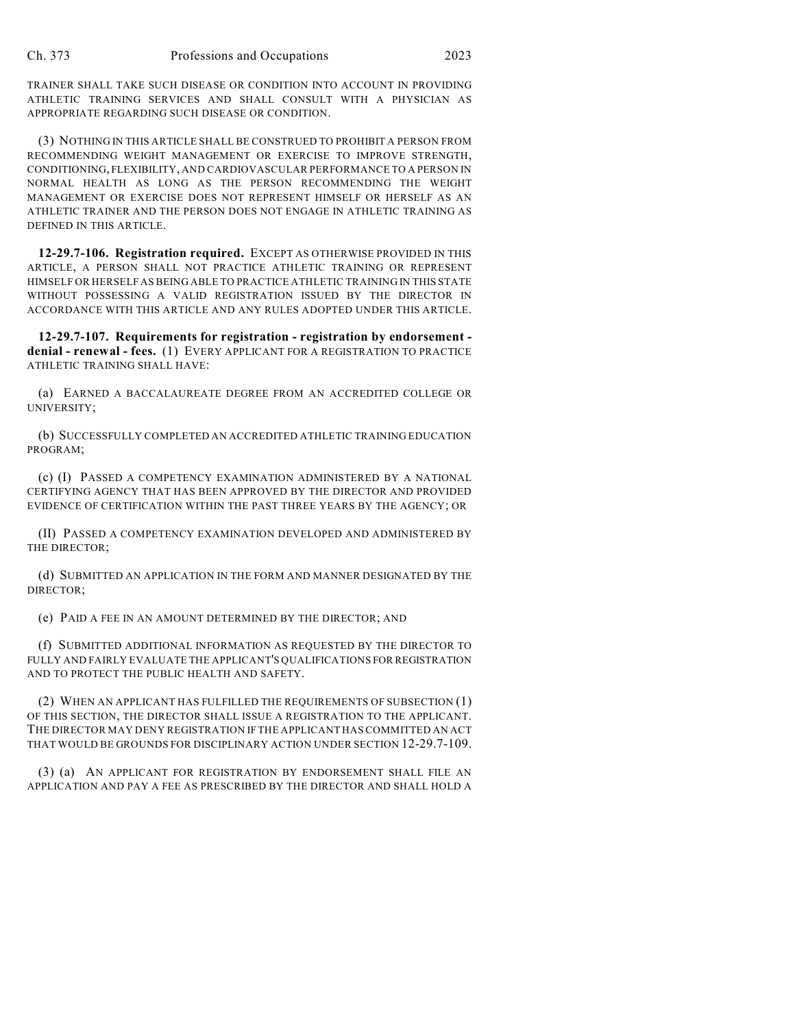TRAINER SHALL TAKE SUCH DISEASE OR CONDITION INTO ACCOUNT IN PROVIDING ATHLETIC TRAINING SERVICES AND SHALL CONSULT WITH A PHYSICIAN AS APPROPRIATE REGARDING SUCH DISEASE OR CONDITION.

(3) NOTHING IN THIS ARTICLE SHALL BE CONSTRUED TO PROHIBIT A PERSON FROM RECOMMENDING WEIGHT MANAGEMENT OR EXERCISE TO IMPROVE STRENGTH, CONDITIONING, FLEXIBILITY, AND CARDIOVASCULAR PERFORMANCE TO A PERSON IN NORMAL HEALTH AS LONG AS THE PERSON RECOMMENDING THE WEIGHT MANAGEMENT OR EXERCISE DOES NOT REPRESENT HIMSELF OR HERSELF AS AN ATHLETIC TRAINER AND THE PERSON DOES NOT ENGAGE IN ATHLETIC TRAINING AS DEFINED IN THIS ARTICLE.

**12-29.7-106. Registration required.** EXCEPT AS OTHERWISE PROVIDED IN THIS ARTICLE, A PERSON SHALL NOT PRACTICE ATHLETIC TRAINING OR REPRESENT HIMSELF OR HERSELF AS BEING ABLE TO PRACTICE ATHLETIC TRAINING IN THIS STATE WITHOUT POSSESSING A VALID REGISTRATION ISSUED BY THE DIRECTOR IN ACCORDANCE WITH THIS ARTICLE AND ANY RULES ADOPTED UNDER THIS ARTICLE.

**12-29.7-107. Requirements for registration - registration by endorsement - denial - renewal - fees.** (1) EVERY APPLICANT FOR A REGISTRATION TO PRACTICE ATHLETIC TRAINING SHALL HAVE:

(a) EARNED A BACCALAUREATE DEGREE FROM AN ACCREDITED COLLEGE OR UNIVERSITY;

(b) SUCCESSFULLY COMPLETED AN ACCREDITED ATHLETIC TRAINING EDUCATION PROGRAM;

(c) (I) PASSED A COMPETENCY EXAMINATION ADMINISTERED BY A NATIONAL CERTIFYING AGENCY THAT HAS BEEN APPROVED BY THE DIRECTOR AND PROVIDED EVIDENCE OF CERTIFICATION WITHIN THE PAST THREE YEARS BY THE AGENCY; OR

(II) PASSED A COMPETENCY EXAMINATION DEVELOPED AND ADMINISTERED BY THE DIRECTOR;

(d) SUBMITTED AN APPLICATION IN THE FORM AND MANNER DESIGNATED BY THE DIRECTOR;

(e) PAID A FEE IN AN AMOUNT DETERMINED BY THE DIRECTOR; AND

(f) SUBMITTED ADDITIONAL INFORMATION AS REQUESTED BY THE DIRECTOR TO FULLY AND FAIRLY EVALUATE THE APPLICANT'S QUALIFICATIONS FOR REGISTRATION AND TO PROTECT THE PUBLIC HEALTH AND SAFETY.

(2) WHEN AN APPLICANT HAS FULFILLED THE REQUIREMENTS OF SUBSECTION (1) OF THIS SECTION, THE DIRECTOR SHALL ISSUE A REGISTRATION TO THE APPLICANT. THE DIRECTOR MAY DENY REGISTRATION IF THE APPLICANT HAS COMMITTED AN ACT THAT WOULD BE GROUNDS FOR DISCIPLINARY ACTION UNDER SECTION 12-29.7-109.

(3) (a) AN APPLICANT FOR REGISTRATION BY ENDORSEMENT SHALL FILE AN APPLICATION AND PAY A FEE AS PRESCRIBED BY THE DIRECTOR AND SHALL HOLD A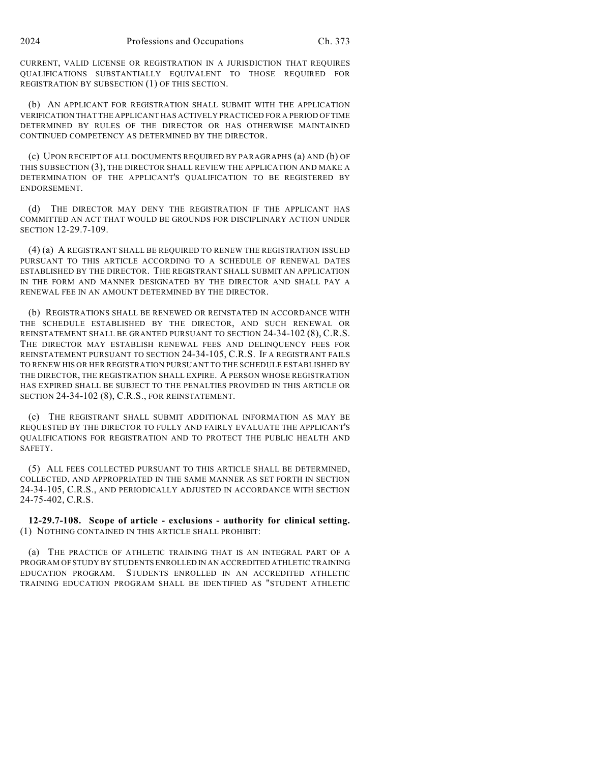CURRENT, VALID LICENSE OR REGISTRATION IN A JURISDICTION THAT REQUIRES QUALIFICATIONS SUBSTANTIALLY EQUIVALENT TO THOSE REQUIRED FOR REGISTRATION BY SUBSECTION (1) OF THIS SECTION.

(b) AN APPLICANT FOR REGISTRATION SHALL SUBMIT WITH THE APPLICATION VERIFICATION THAT THE APPLICANT HAS ACTIVELY PRACTICED FOR A PERIOD OF TIME DETERMINED BY RULES OF THE DIRECTOR OR HAS OTHERWISE MAINTAINED CONTINUED COMPETENCY AS DETERMINED BY THE DIRECTOR.

(c) UPON RECEIPT OF ALL DOCUMENTS REQUIRED BY PARAGRAPHS (a) AND (b) OF THIS SUBSECTION (3), THE DIRECTOR SHALL REVIEW THE APPLICATION AND MAKE A DETERMINATION OF THE APPLICANT'S QUALIFICATION TO BE REGISTERED BY ENDORSEMENT.

(d) THE DIRECTOR MAY DENY THE REGISTRATION IF THE APPLICANT HAS COMMITTED AN ACT THAT WOULD BE GROUNDS FOR DISCIPLINARY ACTION UNDER SECTION 12-29.7-109.

(4) (a) A REGISTRANT SHALL BE REQUIRED TO RENEW THE REGISTRATION ISSUED PURSUANT TO THIS ARTICLE ACCORDING TO A SCHEDULE OF RENEWAL DATES ESTABLISHED BY THE DIRECTOR. THE REGISTRANT SHALL SUBMIT AN APPLICATION IN THE FORM AND MANNER DESIGNATED BY THE DIRECTOR AND SHALL PAY A RENEWAL FEE IN AN AMOUNT DETERMINED BY THE DIRECTOR.

(b) REGISTRATIONS SHALL BE RENEWED OR REINSTATED IN ACCORDANCE WITH THE SCHEDULE ESTABLISHED BY THE DIRECTOR, AND SUCH RENEWAL OR REINSTATEMENT SHALL BE GRANTED PURSUANT TO SECTION 24-34-102 (8), C.R.S. THE DIRECTOR MAY ESTABLISH RENEWAL FEES AND DELINQUENCY FEES FOR REINSTATEMENT PURSUANT TO SECTION 24-34-105, C.R.S. IF A REGISTRANT FAILS TO RENEW HIS OR HER REGISTRATION PURSUANT TO THE SCHEDULE ESTABLISHED BY THE DIRECTOR, THE REGISTRATION SHALL EXPIRE. A PERSON WHOSE REGISTRATION HAS EXPIRED SHALL BE SUBJECT TO THE PENALTIES PROVIDED IN THIS ARTICLE OR SECTION 24-34-102 (8), C.R.S., FOR REINSTATEMENT.

(c) THE REGISTRANT SHALL SUBMIT ADDITIONAL INFORMATION AS MAY BE REQUESTED BY THE DIRECTOR TO FULLY AND FAIRLY EVALUATE THE APPLICANT'S QUALIFICATIONS FOR REGISTRATION AND TO PROTECT THE PUBLIC HEALTH AND SAFETY.

(5) ALL FEES COLLECTED PURSUANT TO THIS ARTICLE SHALL BE DETERMINED, COLLECTED, AND APPROPRIATED IN THE SAME MANNER AS SET FORTH IN SECTION 24-34-105, C.R.S., AND PERIODICALLY ADJUSTED IN ACCORDANCE WITH SECTION 24-75-402, C.R.S.

**12-29.7-108. Scope of article - exclusions - authority for clinical setting.** (1) NOTHING CONTAINED IN THIS ARTICLE SHALL PROHIBIT:

(a) THE PRACTICE OF ATHLETIC TRAINING THAT IS AN INTEGRAL PART OF A PROGRAM OF STUDY BY STUDENTS ENROLLED IN AN ACCREDITED ATHLETIC TRAINING EDUCATION PROGRAM. STUDENTS ENROLLED IN AN ACCREDITED ATHLETIC TRAINING EDUCATION PROGRAM SHALL BE IDENTIFIED AS "STUDENT ATHLETIC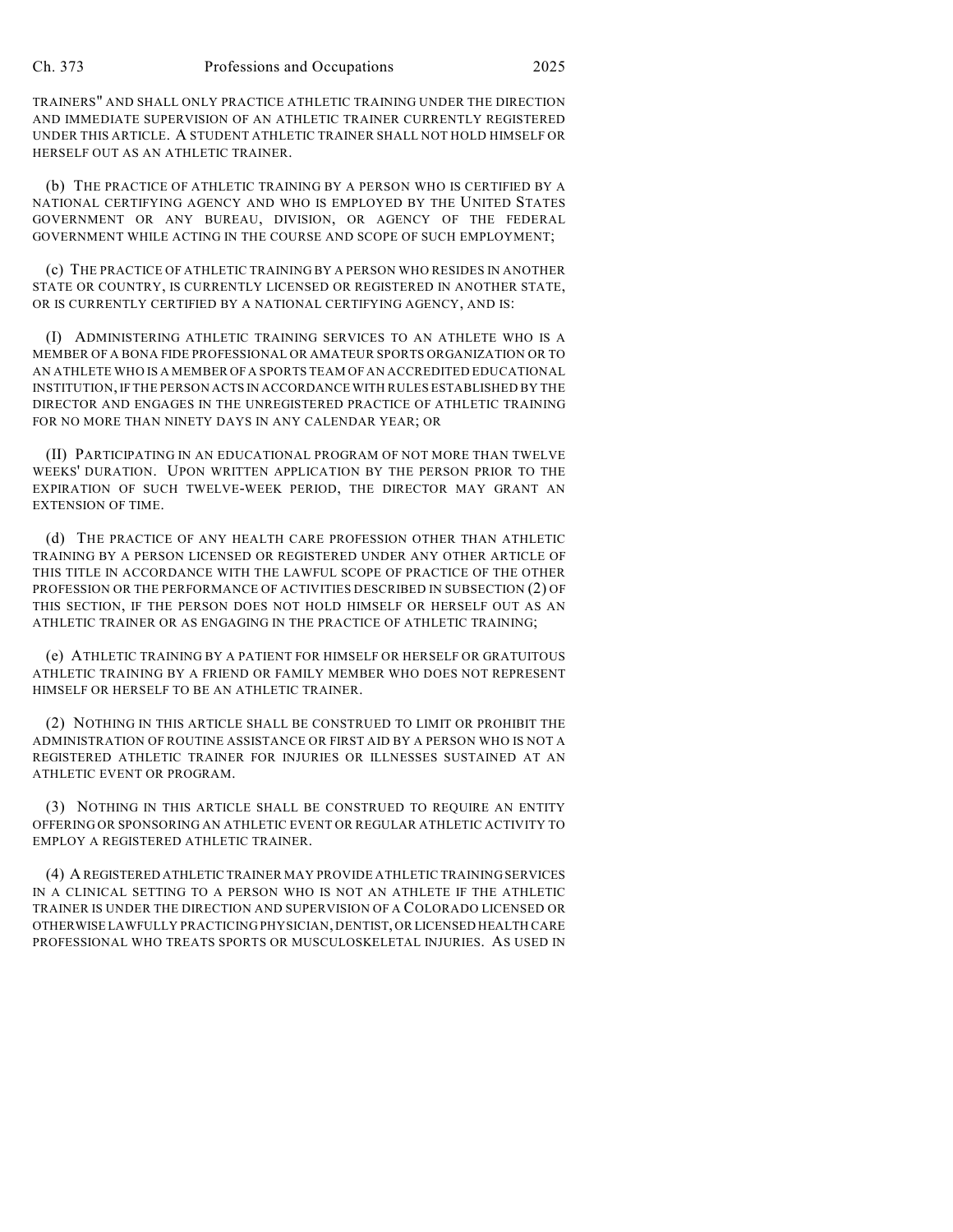TRAINERS" AND SHALL ONLY PRACTICE ATHLETIC TRAINING UNDER THE DIRECTION AND IMMEDIATE SUPERVISION OF AN ATHLETIC TRAINER CURRENTLY REGISTERED UNDER THIS ARTICLE. A STUDENT ATHLETIC TRAINER SHALL NOT HOLD HIMSELF OR HERSELF OUT AS AN ATHLETIC TRAINER.

(b) THE PRACTICE OF ATHLETIC TRAINING BY A PERSON WHO IS CERTIFIED BY A NATIONAL CERTIFYING AGENCY AND WHO IS EMPLOYED BY THE UNITED STATES GOVERNMENT OR ANY BUREAU, DIVISION, OR AGENCY OF THE FEDERAL GOVERNMENT WHILE ACTING IN THE COURSE AND SCOPE OF SUCH EMPLOYMENT;

(c) THE PRACTICE OF ATHLETIC TRAINING BY A PERSON WHO RESIDES IN ANOTHER STATE OR COUNTRY, IS CURRENTLY LICENSED OR REGISTERED IN ANOTHER STATE, OR IS CURRENTLY CERTIFIED BY A NATIONAL CERTIFYING AGENCY, AND IS:

(I) ADMINISTERING ATHLETIC TRAINING SERVICES TO AN ATHLETE WHO IS A MEMBER OF A BONA FIDE PROFESSIONAL OR AMATEUR SPORTS ORGANIZATION OR TO AN ATHLETE WHO IS A MEMBER OF A SPORTS TEAM OF AN ACCREDITED EDUCATIONAL INSTITUTION, IF THE PERSON ACTS IN ACCORDANCE WITH RULES ESTABLISHED BY THE DIRECTOR AND ENGAGES IN THE UNREGISTERED PRACTICE OF ATHLETIC TRAINING FOR NO MORE THAN NINETY DAYS IN ANY CALENDAR YEAR; OR

(II) PARTICIPATING IN AN EDUCATIONAL PROGRAM OF NOT MORE THAN TWELVE WEEKS' DURATION. UPON WRITTEN APPLICATION BY THE PERSON PRIOR TO THE EXPIRATION OF SUCH TWELVE-WEEK PERIOD, THE DIRECTOR MAY GRANT AN EXTENSION OF TIME.

(d) THE PRACTICE OF ANY HEALTH CARE PROFESSION OTHER THAN ATHLETIC TRAINING BY A PERSON LICENSED OR REGISTERED UNDER ANY OTHER ARTICLE OF THIS TITLE IN ACCORDANCE WITH THE LAWFUL SCOPE OF PRACTICE OF THE OTHER PROFESSION OR THE PERFORMANCE OF ACTIVITIES DESCRIBED IN SUBSECTION (2) OF THIS SECTION, IF THE PERSON DOES NOT HOLD HIMSELF OR HERSELF OUT AS AN ATHLETIC TRAINER OR AS ENGAGING IN THE PRACTICE OF ATHLETIC TRAINING;

(e) ATHLETIC TRAINING BY A PATIENT FOR HIMSELF OR HERSELF OR GRATUITOUS ATHLETIC TRAINING BY A FRIEND OR FAMILY MEMBER WHO DOES NOT REPRESENT HIMSELF OR HERSELF TO BE AN ATHLETIC TRAINER.

(2) NOTHING IN THIS ARTICLE SHALL BE CONSTRUED TO LIMIT OR PROHIBIT THE ADMINISTRATION OF ROUTINE ASSISTANCE OR FIRST AID BY A PERSON WHO IS NOT A REGISTERED ATHLETIC TRAINER FOR INJURIES OR ILLNESSES SUSTAINED AT AN ATHLETIC EVENT OR PROGRAM.

(3) NOTHING IN THIS ARTICLE SHALL BE CONSTRUED TO REQUIRE AN ENTITY OFFERING OR SPONSORING AN ATHLETIC EVENT OR REGULAR ATHLETIC ACTIVITY TO EMPLOY A REGISTERED ATHLETIC TRAINER.

(4) A REGISTERED ATHLETIC TRAINER MAY PROVIDE ATHLETIC TRAINING SERVICES IN A CLINICAL SETTING TO A PERSON WHO IS NOT AN ATHLETE IF THE ATHLETIC TRAINER IS UNDER THE DIRECTION AND SUPERVISION OF A COLORADO LICENSED OR OTHERWISE LAWFULLY PRACTICING PHYSICIAN, DENTIST, OR LICENSED HEALTH CARE PROFESSIONAL WHO TREATS SPORTS OR MUSCULOSKELETAL INJURIES. AS USED IN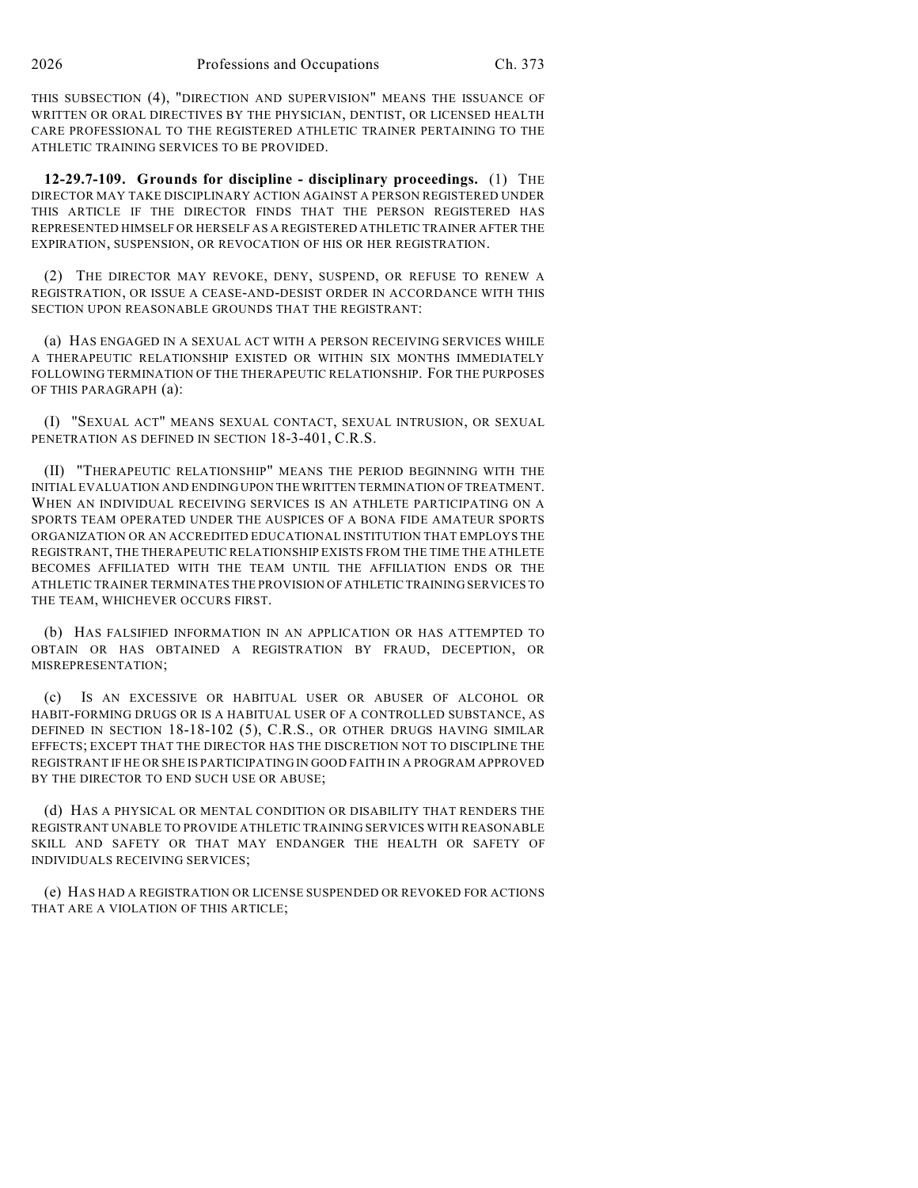THIS SUBSECTION (4), "DIRECTION AND SUPERVISION" MEANS THE ISSUANCE OF WRITTEN OR ORAL DIRECTIVES BY THE PHYSICIAN, DENTIST, OR LICENSED HEALTH CARE PROFESSIONAL TO THE REGISTERED ATHLETIC TRAINER PERTAINING TO THE ATHLETIC TRAINING SERVICES TO BE PROVIDED.

**12-29.7-109. Grounds for discipline - disciplinary proceedings.** (1) THE DIRECTOR MAY TAKE DISCIPLINARY ACTION AGAINST A PERSON REGISTERED UNDER THIS ARTICLE IF THE DIRECTOR FINDS THAT THE PERSON REGISTERED HAS REPRESENTED HIMSELF OR HERSELF AS A REGISTERED ATHLETIC TRAINER AFTER THE EXPIRATION, SUSPENSION, OR REVOCATION OF HIS OR HER REGISTRATION.

(2) THE DIRECTOR MAY REVOKE, DENY, SUSPEND, OR REFUSE TO RENEW A REGISTRATION, OR ISSUE A CEASE-AND-DESIST ORDER IN ACCORDANCE WITH THIS SECTION UPON REASONABLE GROUNDS THAT THE REGISTRANT:

(a) HAS ENGAGED IN A SEXUAL ACT WITH A PERSON RECEIVING SERVICES WHILE A THERAPEUTIC RELATIONSHIP EXISTED OR WITHIN SIX MONTHS IMMEDIATELY FOLLOWING TERMINATION OF THE THERAPEUTIC RELATIONSHIP. FOR THE PURPOSES OF THIS PARAGRAPH (a):

(I) "SEXUAL ACT" MEANS SEXUAL CONTACT, SEXUAL INTRUSION, OR SEXUAL PENETRATION AS DEFINED IN SECTION 18-3-401, C.R.S.

(II) "THERAPEUTIC RELATIONSHIP" MEANS THE PERIOD BEGINNING WITH THE INITIAL EVALUATION AND ENDING UPON THE WRITTEN TERMINATION OF TREATMENT. WHEN AN INDIVIDUAL RECEIVING SERVICES IS AN ATHLETE PARTICIPATING ON A SPORTS TEAM OPERATED UNDER THE AUSPICES OF A BONA FIDE AMATEUR SPORTS ORGANIZATION OR AN ACCREDITED EDUCATIONAL INSTITUTION THAT EMPLOYS THE REGISTRANT, THE THERAPEUTIC RELATIONSHIP EXISTS FROM THE TIME THE ATHLETE BECOMES AFFILIATED WITH THE TEAM UNTIL THE AFFILIATION ENDS OR THE ATHLETIC TRAINER TERMINATES THE PROVISION OF ATHLETIC TRAINING SERVICES TO THE TEAM, WHICHEVER OCCURS FIRST.

(b) HAS FALSIFIED INFORMATION IN AN APPLICATION OR HAS ATTEMPTED TO OBTAIN OR HAS OBTAINED A REGISTRATION BY FRAUD, DECEPTION, OR MISREPRESENTATION;

(c) IS AN EXCESSIVE OR HABITUAL USER OR ABUSER OF ALCOHOL OR HABIT-FORMING DRUGS OR IS A HABITUAL USER OF A CONTROLLED SUBSTANCE, AS DEFINED IN SECTION 18-18-102 (5), C.R.S., OR OTHER DRUGS HAVING SIMILAR EFFECTS; EXCEPT THAT THE DIRECTOR HAS THE DISCRETION NOT TO DISCIPLINE THE REGISTRANT IF HE OR SHE IS PARTICIPATING IN GOOD FAITH IN A PROGRAM APPROVED BY THE DIRECTOR TO END SUCH USE OR ABUSE;

(d) HAS A PHYSICAL OR MENTAL CONDITION OR DISABILITY THAT RENDERS THE REGISTRANT UNABLE TO PROVIDE ATHLETIC TRAINING SERVICES WITH REASONABLE SKILL AND SAFETY OR THAT MAY ENDANGER THE HEALTH OR SAFETY OF INDIVIDUALS RECEIVING SERVICES;

(e) HAS HAD A REGISTRATION OR LICENSE SUSPENDED OR REVOKED FOR ACTIONS THAT ARE A VIOLATION OF THIS ARTICLE;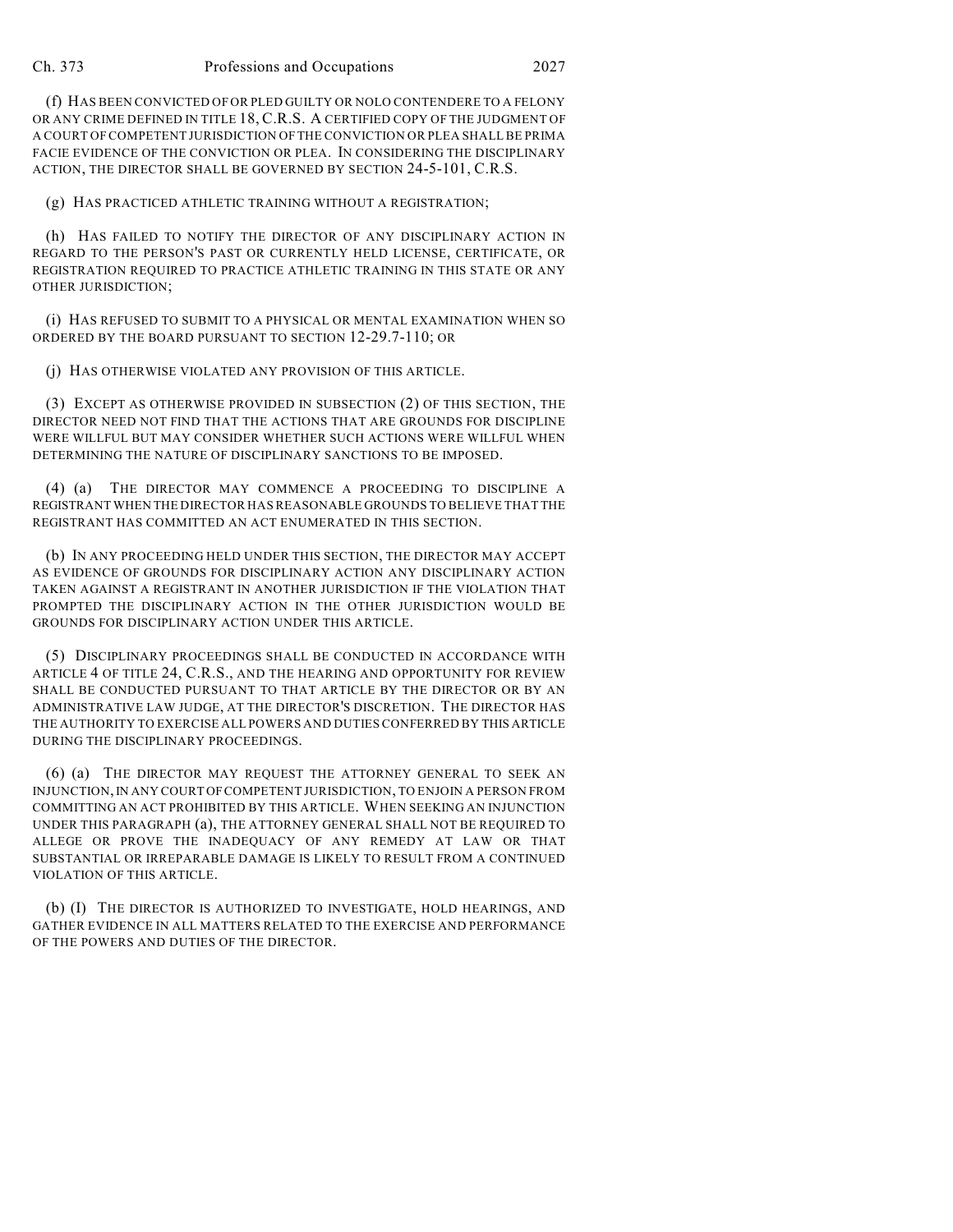(f) HAS BEEN CONVICTED OF OR PLED GUILTY OR NOLO CONTENDERE TO A FELONY OR ANY CRIME DEFINED IN TITLE 18, C.R.S. A CERTIFIED COPY OF THE JUDGMENT OF A COURT OF COMPETENT JURISDICTION OF THE CONVICTION OR PLEA SHALL BE PRIMA FACIE EVIDENCE OF THE CONVICTION OR PLEA. IN CONSIDERING THE DISCIPLINARY ACTION, THE DIRECTOR SHALL BE GOVERNED BY SECTION 24-5-101, C.R.S.

(g) HAS PRACTICED ATHLETIC TRAINING WITHOUT A REGISTRATION;

(h) HAS FAILED TO NOTIFY THE DIRECTOR OF ANY DISCIPLINARY ACTION IN REGARD TO THE PERSON'S PAST OR CURRENTLY HELD LICENSE, CERTIFICATE, OR REGISTRATION REQUIRED TO PRACTICE ATHLETIC TRAINING IN THIS STATE OR ANY OTHER JURISDICTION;

(i) HAS REFUSED TO SUBMIT TO A PHYSICAL OR MENTAL EXAMINATION WHEN SO ORDERED BY THE BOARD PURSUANT TO SECTION 12-29.7-110; OR

(j) HAS OTHERWISE VIOLATED ANY PROVISION OF THIS ARTICLE.

(3) EXCEPT AS OTHERWISE PROVIDED IN SUBSECTION (2) OF THIS SECTION, THE DIRECTOR NEED NOT FIND THAT THE ACTIONS THAT ARE GROUNDS FOR DISCIPLINE WERE WILLFUL BUT MAY CONSIDER WHETHER SUCH ACTIONS WERE WILLFUL WHEN DETERMINING THE NATURE OF DISCIPLINARY SANCTIONS TO BE IMPOSED.

(4) (a) THE DIRECTOR MAY COMMENCE A PROCEEDING TO DISCIPLINE A REGISTRANT WHEN THE DIRECTOR HAS REASONABLE GROUNDS TO BELIEVE THAT THE REGISTRANT HAS COMMITTED AN ACT ENUMERATED IN THIS SECTION.

(b) IN ANY PROCEEDING HELD UNDER THIS SECTION, THE DIRECTOR MAY ACCEPT AS EVIDENCE OF GROUNDS FOR DISCIPLINARY ACTION ANY DISCIPLINARY ACTION TAKEN AGAINST A REGISTRANT IN ANOTHER JURISDICTION IF THE VIOLATION THAT PROMPTED THE DISCIPLINARY ACTION IN THE OTHER JURISDICTION WOULD BE GROUNDS FOR DISCIPLINARY ACTION UNDER THIS ARTICLE.

(5) DISCIPLINARY PROCEEDINGS SHALL BE CONDUCTED IN ACCORDANCE WITH ARTICLE 4 OF TITLE 24, C.R.S., AND THE HEARING AND OPPORTUNITY FOR REVIEW SHALL BE CONDUCTED PURSUANT TO THAT ARTICLE BY THE DIRECTOR OR BY AN ADMINISTRATIVE LAW JUDGE, AT THE DIRECTOR'S DISCRETION. THE DIRECTOR HAS THE AUTHORITY TO EXERCISE ALL POWERS AND DUTIES CONFERRED BY THIS ARTICLE DURING THE DISCIPLINARY PROCEEDINGS.

(6) (a) THE DIRECTOR MAY REQUEST THE ATTORNEY GENERAL TO SEEK AN INJUNCTION, IN ANY COURT OF COMPETENT JURISDICTION, TO ENJOIN A PERSON FROM COMMITTING AN ACT PROHIBITED BY THIS ARTICLE. WHEN SEEKING AN INJUNCTION UNDER THIS PARAGRAPH (a), THE ATTORNEY GENERAL SHALL NOT BE REQUIRED TO ALLEGE OR PROVE THE INADEQUACY OF ANY REMEDY AT LAW OR THAT SUBSTANTIAL OR IRREPARABLE DAMAGE IS LIKELY TO RESULT FROM A CONTINUED VIOLATION OF THIS ARTICLE.

(b) (I) THE DIRECTOR IS AUTHORIZED TO INVESTIGATE, HOLD HEARINGS, AND GATHER EVIDENCE IN ALL MATTERS RELATED TO THE EXERCISE AND PERFORMANCE OF THE POWERS AND DUTIES OF THE DIRECTOR.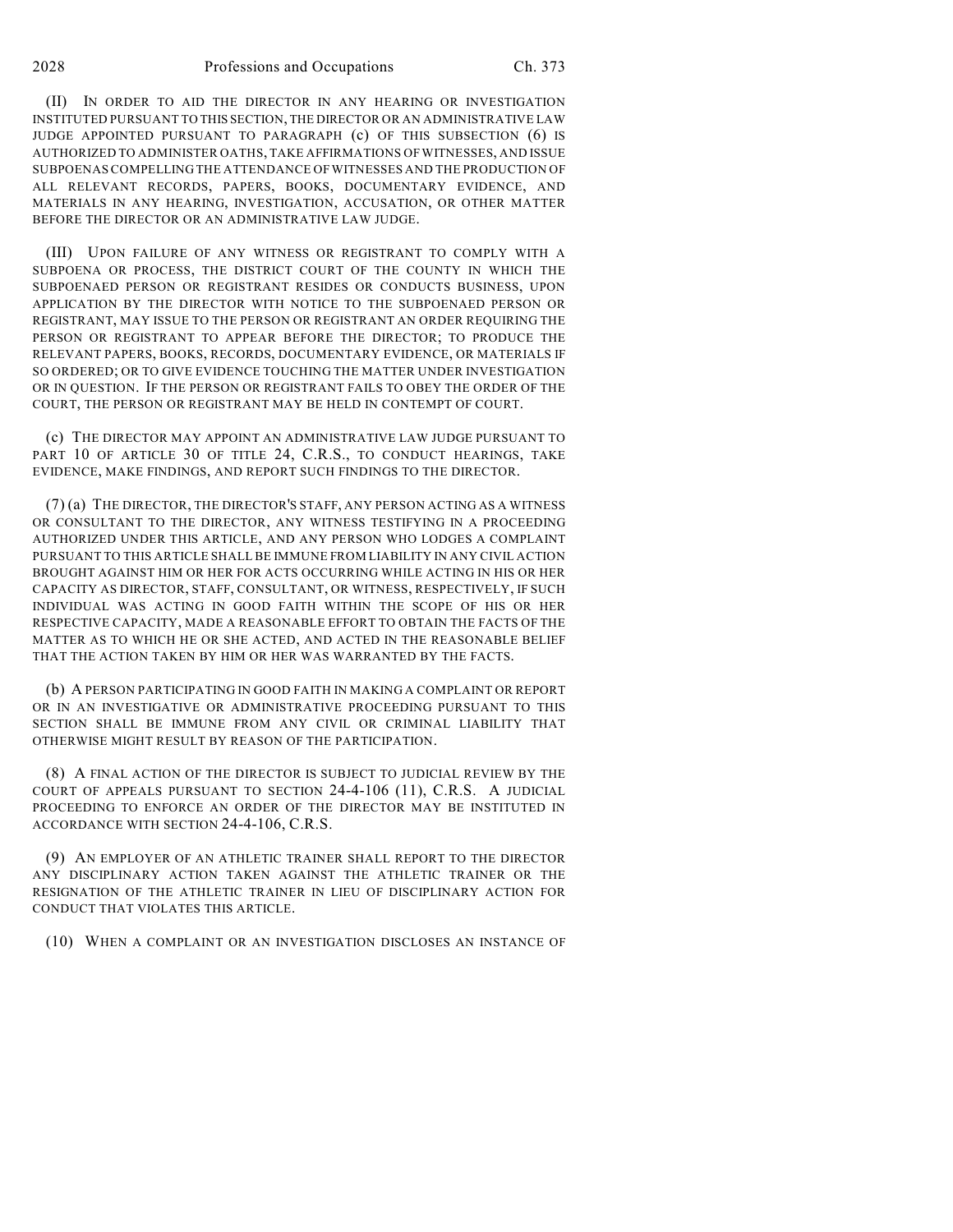(II) IN ORDER TO AID THE DIRECTOR IN ANY HEARING OR INVESTIGATION INSTITUTED PURSUANT TO THIS SECTION, THE DIRECTOR OR AN ADMINISTRATIVE LAW JUDGE APPOINTED PURSUANT TO PARAGRAPH (c) OF THIS SUBSECTION (6) IS AUTHORIZED TO ADMINISTER OATHS, TAKE AFFIRMATIONS OF WITNESSES, AND ISSUE SUBPOENAS COMPELLING THE ATTENDANCE OF WITNESSES AND THE PRODUCTION OF ALL RELEVANT RECORDS, PAPERS, BOOKS, DOCUMENTARY EVIDENCE, AND MATERIALS IN ANY HEARING, INVESTIGATION, ACCUSATION, OR OTHER MATTER BEFORE THE DIRECTOR OR AN ADMINISTRATIVE LAW JUDGE.

(III) UPON FAILURE OF ANY WITNESS OR REGISTRANT TO COMPLY WITH A SUBPOENA OR PROCESS, THE DISTRICT COURT OF THE COUNTY IN WHICH THE SUBPOENAED PERSON OR REGISTRANT RESIDES OR CONDUCTS BUSINESS, UPON APPLICATION BY THE DIRECTOR WITH NOTICE TO THE SUBPOENAED PERSON OR REGISTRANT, MAY ISSUE TO THE PERSON OR REGISTRANT AN ORDER REQUIRING THE PERSON OR REGISTRANT TO APPEAR BEFORE THE DIRECTOR; TO PRODUCE THE RELEVANT PAPERS, BOOKS, RECORDS, DOCUMENTARY EVIDENCE, OR MATERIALS IF SO ORDERED; OR TO GIVE EVIDENCE TOUCHING THE MATTER UNDER INVESTIGATION OR IN QUESTION. IF THE PERSON OR REGISTRANT FAILS TO OBEY THE ORDER OF THE COURT, THE PERSON OR REGISTRANT MAY BE HELD IN CONTEMPT OF COURT.

(c) THE DIRECTOR MAY APPOINT AN ADMINISTRATIVE LAW JUDGE PURSUANT TO PART 10 OF ARTICLE 30 OF TITLE 24, C.R.S., TO CONDUCT HEARINGS, TAKE EVIDENCE, MAKE FINDINGS, AND REPORT SUCH FINDINGS TO THE DIRECTOR.

(7) (a) THE DIRECTOR, THE DIRECTOR'S STAFF, ANY PERSON ACTING AS A WITNESS OR CONSULTANT TO THE DIRECTOR, ANY WITNESS TESTIFYING IN A PROCEEDING AUTHORIZED UNDER THIS ARTICLE, AND ANY PERSON WHO LODGES A COMPLAINT PURSUANT TO THIS ARTICLE SHALL BE IMMUNE FROM LIABILITY IN ANY CIVIL ACTION BROUGHT AGAINST HIM OR HER FOR ACTS OCCURRING WHILE ACTING IN HIS OR HER CAPACITY AS DIRECTOR, STAFF, CONSULTANT, OR WITNESS, RESPECTIVELY, IF SUCH INDIVIDUAL WAS ACTING IN GOOD FAITH WITHIN THE SCOPE OF HIS OR HER RESPECTIVE CAPACITY, MADE A REASONABLE EFFORT TO OBTAIN THE FACTS OF THE MATTER AS TO WHICH HE OR SHE ACTED, AND ACTED IN THE REASONABLE BELIEF THAT THE ACTION TAKEN BY HIM OR HER WAS WARRANTED BY THE FACTS.

(b) A PERSON PARTICIPATING IN GOOD FAITH IN MAKING A COMPLAINT OR REPORT OR IN AN INVESTIGATIVE OR ADMINISTRATIVE PROCEEDING PURSUANT TO THIS SECTION SHALL BE IMMUNE FROM ANY CIVIL OR CRIMINAL LIABILITY THAT OTHERWISE MIGHT RESULT BY REASON OF THE PARTICIPATION.

(8) A FINAL ACTION OF THE DIRECTOR IS SUBJECT TO JUDICIAL REVIEW BY THE COURT OF APPEALS PURSUANT TO SECTION 24-4-106 (11), C.R.S. A JUDICIAL PROCEEDING TO ENFORCE AN ORDER OF THE DIRECTOR MAY BE INSTITUTED IN ACCORDANCE WITH SECTION 24-4-106, C.R.S.

(9) AN EMPLOYER OF AN ATHLETIC TRAINER SHALL REPORT TO THE DIRECTOR ANY DISCIPLINARY ACTION TAKEN AGAINST THE ATHLETIC TRAINER OR THE RESIGNATION OF THE ATHLETIC TRAINER IN LIEU OF DISCIPLINARY ACTION FOR CONDUCT THAT VIOLATES THIS ARTICLE.

(10) WHEN A COMPLAINT OR AN INVESTIGATION DISCLOSES AN INSTANCE OF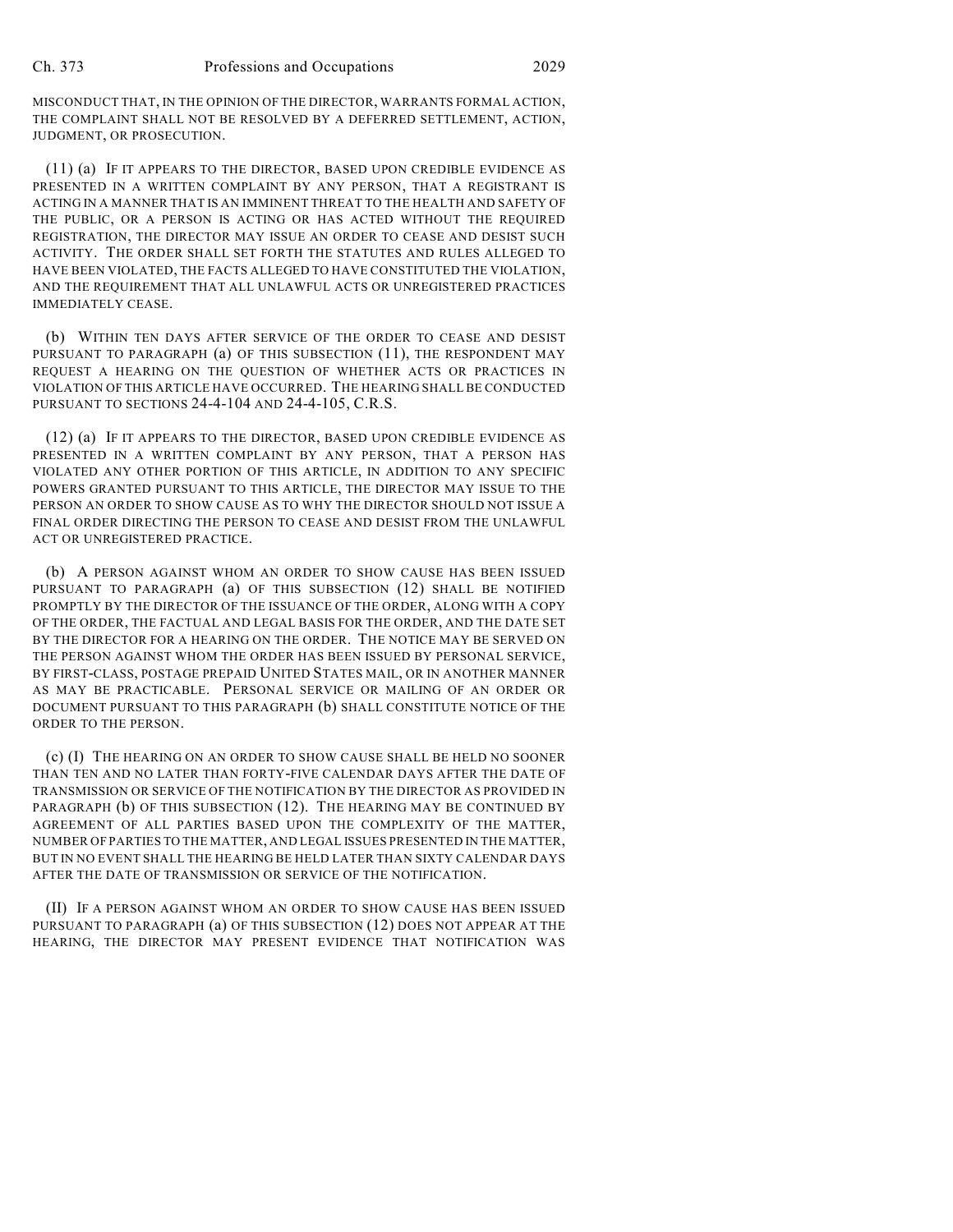MISCONDUCT THAT, IN THE OPINION OF THE DIRECTOR, WARRANTS FORMAL ACTION, THE COMPLAINT SHALL NOT BE RESOLVED BY A DEFERRED SETTLEMENT, ACTION, JUDGMENT, OR PROSECUTION.

(11) (a) IF IT APPEARS TO THE DIRECTOR, BASED UPON CREDIBLE EVIDENCE AS PRESENTED IN A WRITTEN COMPLAINT BY ANY PERSON, THAT A REGISTRANT IS ACTING IN A MANNER THAT IS AN IMMINENT THREAT TO THE HEALTH AND SAFETY OF THE PUBLIC, OR A PERSON IS ACTING OR HAS ACTED WITHOUT THE REQUIRED REGISTRATION, THE DIRECTOR MAY ISSUE AN ORDER TO CEASE AND DESIST SUCH ACTIVITY. THE ORDER SHALL SET FORTH THE STATUTES AND RULES ALLEGED TO HAVE BEEN VIOLATED, THE FACTS ALLEGED TO HAVE CONSTITUTED THE VIOLATION, AND THE REQUIREMENT THAT ALL UNLAWFUL ACTS OR UNREGISTERED PRACTICES IMMEDIATELY CEASE.

(b) WITHIN TEN DAYS AFTER SERVICE OF THE ORDER TO CEASE AND DESIST PURSUANT A PARAGRAPH (a) OF THIS SUBSECTION (11), THE RESPONDENT MAY REQUEST A HEARING ON THE QUESTION OF WHETHER ACTS OR PRACTICES IN VIOLATION OF THIS ARTICLE HAVE OCCURRED. THE HEARING SHALL BE CONDUCTED PURSUANT TO SECTIONS 24-4-104 AND 24-4-105, C.R.S.

(12) (a) IF IT APPEARS TO THE DIRECTOR, BASED UPON CREDIBLE EVIDENCE AS PRESENTED IN A WRITTEN COMPLAINT BY ANY PERSON, THAT A PERSON HAS VIOLATED ANY OTHER PORTION OF THIS ARTICLE, IN ADDITION TO ANY SPECIFIC POWERS GRANTED PURSUANT TO THIS ARTICLE, THE DIRECTOR MAY ISSUE TO THE PERSON AN ORDER TO SHOW CAUSE AS TO WHY THE DIRECTOR SHOULD NOT ISSUE A FINAL ORDER DIRECTING THE PERSON TO CEASE AND DESIST FROM THE UNLAWFUL ACT OR UNREGISTERED PRACTICE.

(b) A PERSON AGAINST WHOM AN ORDER TO SHOW CAUSE HAS BEEN ISSUED PURSUANT TO PARAGRAPH (a) OF THIS SUBSECTION (12) SHALL BE NOTIFIED PROMPTLY BY THE DIRECTOR OF THE ISSUANCE OF THE ORDER, ALONG WITH A COPY OF THE ORDER, THE FACTUAL AND LEGAL BASIS FOR THE ORDER, AND THE DATE SET BY THE DIRECTOR FOR A HEARING ON THE ORDER. THE NOTICE MAY BE SERVED ON THE PERSON AGAINST WHOM THE ORDER HAS BEEN ISSUED BY PERSONAL SERVICE, BY FIRST-CLASS, POSTAGE PREPAID UNITED STATES MAIL, OR IN ANOTHER MANNER AS MAY BE PRACTICABLE. PERSONAL SERVICE OR MAILING OF AN ORDER OR DOCUMENT PURSUANT TO THIS PARAGRAPH (b) SHALL CONSTITUTE NOTICE OF THE ORDER TO THE PERSON.

(c) (I) THE HEARING ON AN ORDER TO SHOW CAUSE SHALL BE HELD NO SOONER THAN TEN AND NO LATER THAN FORTY-FIVE CALENDAR DAYS AFTER THE DATE OF TRANSMISSION OR SERVICE OF THE NOTIFICATION BY THE DIRECTOR AS PROVIDED IN PARAGRAPH (b) OF THIS SUBSECTION (12). THE HEARING MAY BE CONTINUED BY AGREEMENT OF ALL PARTIES BASED UPON THE COMPLEXITY OF THE MATTER, NUMBER OF PARTIES TO THE MATTER, AND LEGAL ISSUES PRESENTED IN THE MATTER, BUT IN NO EVENT SHALL THE HEARING BE HELD LATER THAN SIXTY CALENDAR DAYS AFTER THE DATE OF TRANSMISSION OR SERVICE OF THE NOTIFICATION.

(II) IF A PERSON AGAINST WHOM AN ORDER TO SHOW CAUSE HAS BEEN ISSUED PURSUANT TO PARAGRAPH (a) OF THIS SUBSECTION (12) DOES NOT APPEAR AT THE HEARING, THE DIRECTOR MAY PRESENT EVIDENCE THAT NOTIFICATION WAS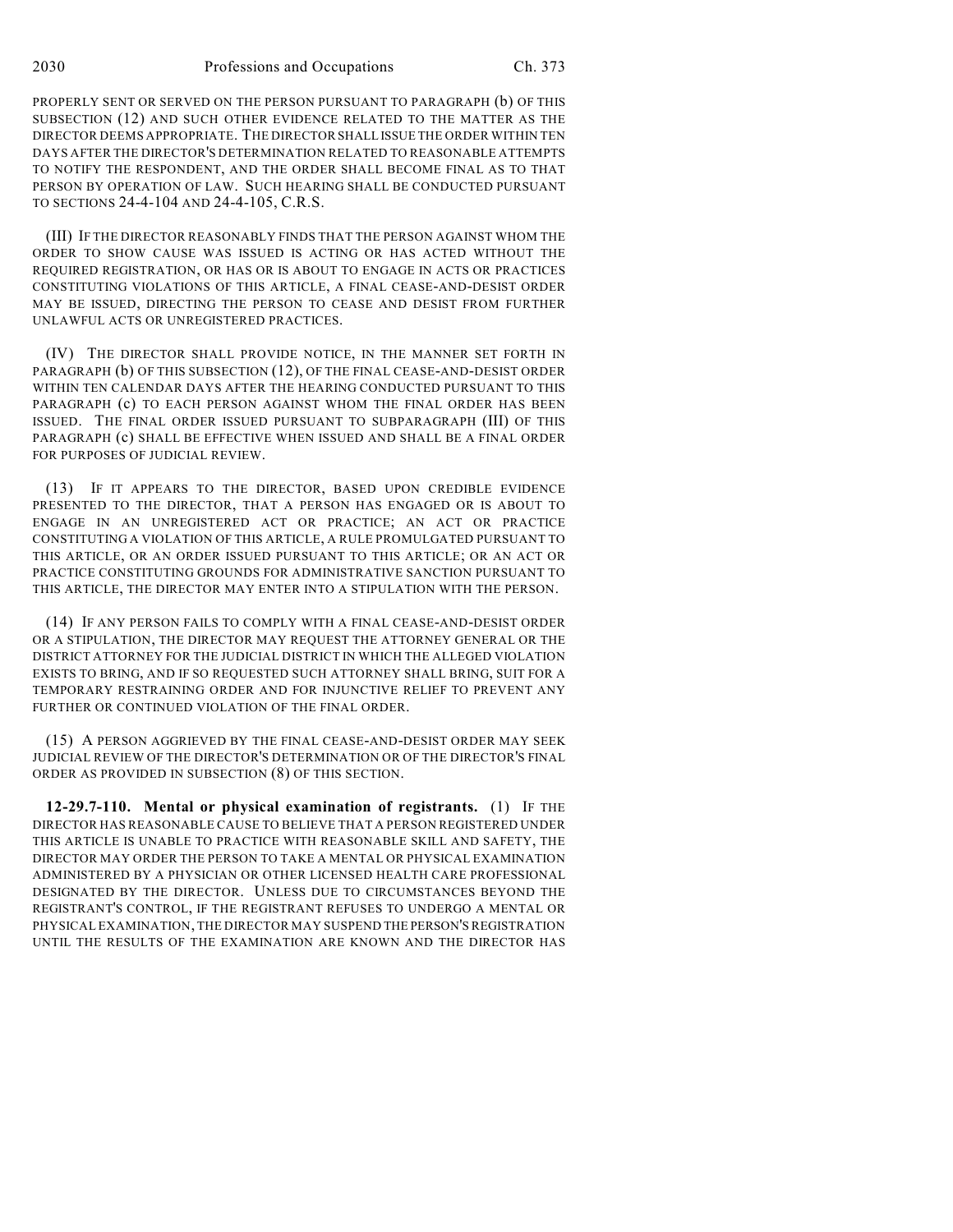PROPERLY SENT OR SERVED ON THE PERSON PURSUANT TO PARAGRAPH (b) OF THIS SUBSECTION (12) AND SUCH OTHER EVIDENCE RELATED TO THE MATTER AS THE DIRECTOR DEEMS APPROPRIATE. THE DIRECTOR SHALL ISSUE THE ORDER WITHIN TEN DAYS AFTER THE DIRECTOR'S DETERMINATION RELATED TO REASONABLE ATTEMPTS TO NOTIFY THE RESPONDENT, AND THE ORDER SHALL BECOME FINAL AS TO THAT PERSON BY OPERATION OF LAW. SUCH HEARING SHALL BE CONDUCTED PURSUANT TO SECTIONS 24-4-104 AND 24-4-105, C.R.S.

(III) IF THE DIRECTOR REASONABLY FINDS THAT THE PERSON AGAINST WHOM THE ORDER TO SHOW CAUSE WAS ISSUED IS ACTING OR HAS ACTED WITHOUT THE REQUIRED REGISTRATION, OR HAS OR IS ABOUT TO ENGAGE IN ACTS OR PRACTICES CONSTITUTING VIOLATIONS OF THIS ARTICLE, A FINAL CEASE-AND-DESIST ORDER MAY BE ISSUED, DIRECTING THE PERSON TO CEASE AND DESIST FROM FURTHER UNLAWFUL ACTS OR UNREGISTERED PRACTICES.

(IV) THE DIRECTOR SHALL PROVIDE NOTICE, IN THE MANNER SET FORTH IN PARAGRAPH (b) OF THIS SUBSECTION (12), OF THE FINAL CEASE-AND-DESIST ORDER WITHIN TEN CALENDAR DAYS AFTER THE HEARING CONDUCTED PURSUANT TO THIS PARAGRAPH (c) TO EACH PERSON AGAINST WHOM THE FINAL ORDER HAS BEEN ISSUED. THE FINAL ORDER ISSUED PURSUANT TO SUBPARAGRAPH (III) OF THIS PARAGRAPH (c) SHALL BE EFFECTIVE WHEN ISSUED AND SHALL BE A FINAL ORDER FOR PURPOSES OF JUDICIAL REVIEW.

(13) IF IT APPEARS TO THE DIRECTOR, BASED UPON CREDIBLE EVIDENCE PRESENTED TO THE DIRECTOR, THAT A PERSON HAS ENGAGED OR IS ABOUT TO ENGAGE IN AN UNREGISTERED ACT OR PRACTICE; AN ACT OR PRACTICE CONSTITUTING A VIOLATION OF THIS ARTICLE, A RULE PROMULGATED PURSUANT TO THIS ARTICLE, OR AN ORDER ISSUED PURSUANT TO THIS ARTICLE; OR AN ACT OR PRACTICE CONSTITUTING GROUNDS FOR ADMINISTRATIVE SANCTION PURSUANT TO THIS ARTICLE, THE DIRECTOR MAY ENTER INTO A STIPULATION WITH THE PERSON.

(14) IF ANY PERSON FAILS TO COMPLY WITH A FINAL CEASE-AND-DESIST ORDER OR A STIPULATION, THE DIRECTOR MAY REQUEST THE ATTORNEY GENERAL OR THE DISTRICT ATTORNEY FOR THE JUDICIAL DISTRICT IN WHICH THE ALLEGED VIOLATION EXISTS TO BRING, AND IF SO REQUESTED SUCH ATTORNEY SHALL BRING, SUIT FOR A TEMPORARY RESTRAINING ORDER AND FOR INJUNCTIVE RELIEF TO PREVENT ANY FURTHER OR CONTINUED VIOLATION OF THE FINAL ORDER.

(15) A PERSON AGGRIEVED BY THE FINAL CEASE-AND-DESIST ORDER MAY SEEK JUDICIAL REVIEW OF THE DIRECTOR'S DETERMINATION OR OF THE DIRECTOR'S FINAL ORDER AS PROVIDED IN SUBSECTION (8) OF THIS SECTION.

**12-29.7-110. Mental or physical examination of registrants.** (1) IF THE DIRECTOR HAS REASONABLE CAUSE TO BELIEVE THAT A PERSON REGISTERED UNDER THIS ARTICLE IS UNABLE TO PRACTICE WITH REASONABLE SKILL AND SAFETY, THE DIRECTOR MAY ORDER THE PERSON TO TAKE A MENTAL OR PHYSICAL EXAMINATION ADMINISTERED BY A PHYSICIAN OR OTHER LICENSED HEALTH CARE PROFESSIONAL DESIGNATED BY THE DIRECTOR. UNLESS DUE TO CIRCUMSTANCES BEYOND THE REGISTRANT'S CONTROL, IF THE REGISTRANT REFUSES TO UNDERGO A MENTAL OR PHYSICAL EXAMINATION, THE DIRECTOR MAY SUSPEND THE PERSON'S REGISTRATION UNTIL THE RESULTS OF THE EXAMINATION ARE KNOWN AND THE DIRECTOR HAS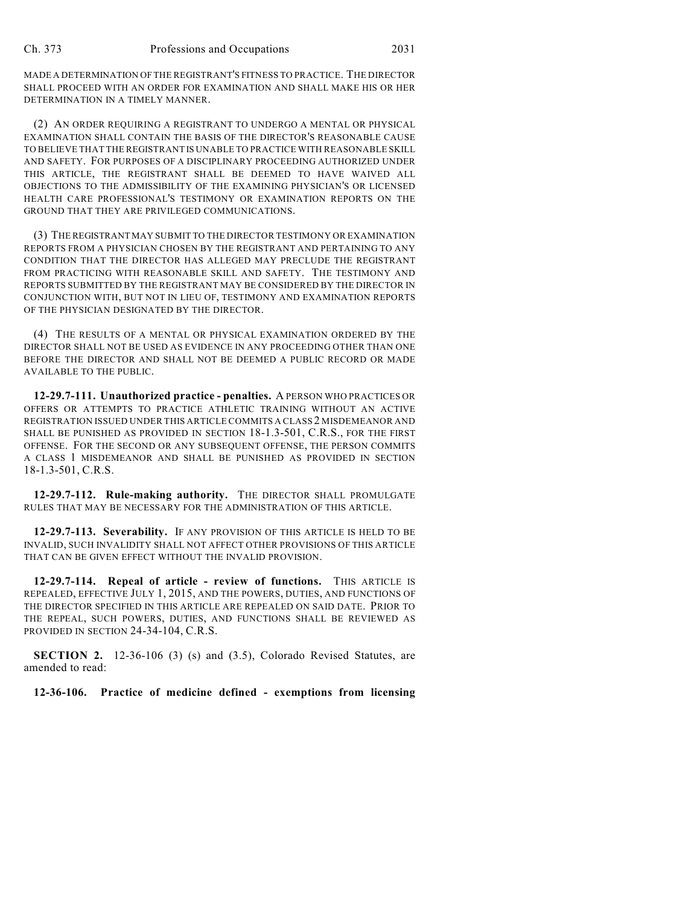MADE A DETERMINATION OF THE REGISTRANT'S FITNESS TO PRACTICE. THE DIRECTOR SHALL PROCEED WITH AN ORDER FOR EXAMINATION AND SHALL MAKE HIS OR HER DETERMINATION IN A TIMELY MANNER.

(2) AN ORDER REQUIRING A REGISTRANT TO UNDERGO A MENTAL OR PHYSICAL EXAMINATION SHALL CONTAIN THE BASIS OF THE DIRECTOR'S REASONABLE CAUSE TO BELIEVE THAT THE REGISTRANT IS UNABLE TO PRACTICE WITH REASONABLE SKILL AND SAFETY. FOR PURPOSES OF A DISCIPLINARY PROCEEDING AUTHORIZED UNDER THIS ARTICLE, THE REGISTRANT SHALL BE DEEMED TO HAVE WAIVED ALL OBJECTIONS TO THE ADMISSIBILITY OF THE EXAMINING PHYSICIAN'S OR LICENSED HEALTH CARE PROFESSIONAL'S TESTIMONY OR EXAMINATION REPORTS ON THE GROUND THAT THEY ARE PRIVILEGED COMMUNICATIONS.

(3) THE REGISTRANT MAY SUBMIT TO THE DIRECTOR TESTIMONY OR EXAMINATION REPORTS FROM A PHYSICIAN CHOSEN BY THE REGISTRANT AND PERTAINING TO ANY CONDITION THAT THE DIRECTOR HAS ALLEGED MAY PRECLUDE THE REGISTRANT FROM PRACTICING WITH REASONABLE SKILL AND SAFETY. THE TESTIMONY AND REPORTS SUBMITTED BY THE REGISTRANT MAY BE CONSIDERED BY THE DIRECTOR IN CONJUNCTION WITH, BUT NOT IN LIEU OF, TESTIMONY AND EXAMINATION REPORTS OF THE PHYSICIAN DESIGNATED BY THE DIRECTOR.

(4) THE RESULTS OF A MENTAL OR PHYSICAL EXAMINATION ORDERED BY THE DIRECTOR SHALL NOT BE USED AS EVIDENCE IN ANY PROCEEDING OTHER THAN ONE BEFORE THE DIRECTOR AND SHALL NOT BE DEEMED A PUBLIC RECORD OR MADE AVAILABLE TO THE PUBLIC.

**12-29.7-111. Unauthorized practice - penalties.** A PERSON WHO PRACTICES OR OFFERS OR ATTEMPTS TO PRACTICE ATHLETIC TRAINING WITHOUT AN ACTIVE REGISTRATION ISSUED UNDER THIS ARTICLE COMMITS A CLASS 2 MISDEMEANOR AND SHALL BE PUNISHED AS PROVIDED IN SECTION 18-1.3-501, C.R.S., FOR THE FIRST OFFENSE. FOR THE SECOND OR ANY SUBSEQUENT OFFENSE, THE PERSON COMMITS A CLASS 1 MISDEMEANOR AND SHALL BE PUNISHED AS PROVIDED IN SECTION 18-1.3-501, C.R.S.

**12-29.7-112. Rule-making authority.** THE DIRECTOR SHALL PROMULGATE RULES THAT MAY BE NECESSARY FOR THE ADMINISTRATION OF THIS ARTICLE.

**12-29.7-113. Severability.** IF ANY PROVISION OF THIS ARTICLE IS HELD TO BE INVALID, SUCH INVALIDITY SHALL NOT AFFECT OTHER PROVISIONS OF THIS ARTICLE THAT CAN BE GIVEN EFFECT WITHOUT THE INVALID PROVISION.

**12-29.7-114. Repeal of article - review of functions.** THIS ARTICLE IS REPEALED, EFFECTIVE JULY 1, 2015, AND THE POWERS, DUTIES, AND FUNCTIONS OF THE DIRECTOR SPECIFIED IN THIS ARTICLE ARE REPEALED ON SAID DATE. PRIOR TO THE REPEAL, SUCH POWERS, DUTIES, AND FUNCTIONS SHALL BE REVIEWED AS PROVIDED IN SECTION 24-34-104, C.R.S.

**SECTION 2.** 12-36-106 (3) (s) and (3.5), Colorado Revised Statutes, are amended to read:

**12-36-106. Practice of medicine defined - exemptions from licensing**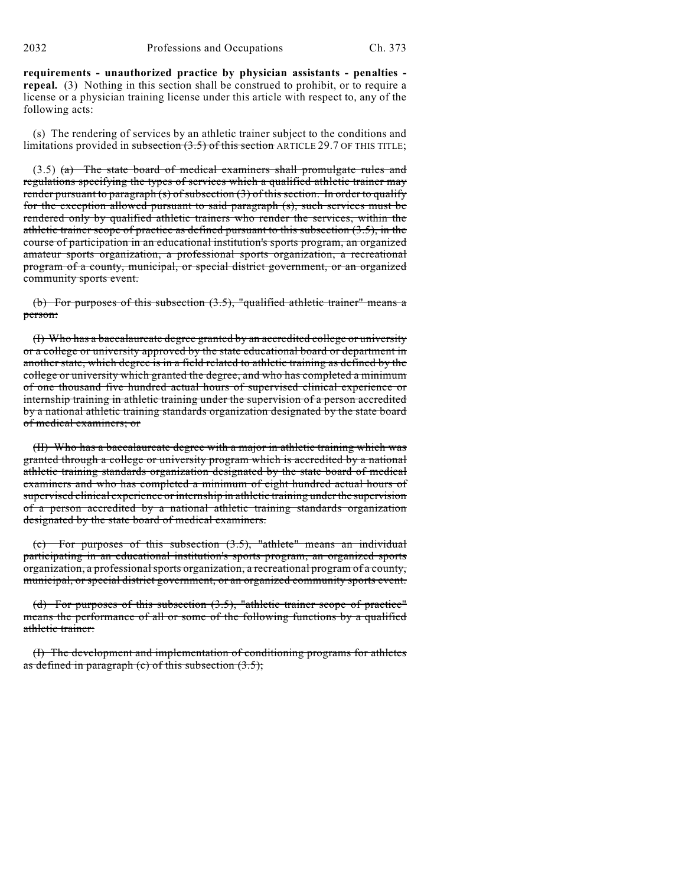**requirements - unauthorized practice by physician assistants - penalties - repeal.** (3) Nothing in this section shall be construed to prohibit, or to require a license or a physician training license under this article with respect to, any of the following acts:

(s) The rendering of services by an athletic trainer subject to the conditions and limitations provided in ~~subsection (3.5) of this section~~ ARTICLE 29.7 OF THIS TITLE;

(3.5) ~~(a) The state board of medical examiners shall promulgate rules and regulations specifying the types of services which a qualified athletic trainer may render pursuant to paragraph (s) of subsection (3) of this section. In order to qualify for the exception allowed pursuant to said paragraph (s), such services must be rendered only by qualified athletic trainers who render the services, within the athletic trainer scope of practice as defined pursuant to this subsection (3.5), in the course of participation in an educational institution's sports program, an organized amateur sports organization, a professional sports organization, a recreational program of a county, municipal, or special district government, or an organized community sports event.~~

~~(b) For purposes of this subsection (3.5), "qualified athletic trainer" means a person:~~

~~(I) Who has a baccalaureate degree granted by an accredited college or university or a college or university approved by the state educational board or department in another state, which degree is in a field related to athletic training as defined by the college or university which granted the degree, and who has completed a minimum of one thousand five hundred actual hours of supervised clinical experience or internship training in athletic training under the supervision of a person accredited by a national athletic training standards organization designated by the state board of medical examiners; or~~

~~(II) Who has a baccalaureate degree with a major in athletic training which was granted through a college or university program which is accredited by a national athletic training standards organization designated by the state board of medical examiners and who has completed a minimum of eight hundred actual hours of supervised clinical experience or internship in athletic training under the supervision of a person accredited by a national athletic training standards organization designated by the state board of medical examiners.~~

~~(c) For purposes of this subsection (3.5), "athlete" means an individual participating in an educational institution's sports program, an organized sports organization, a professional sports organization, a recreational program of a county, municipal, or special district government, or an organized community sports event.~~

~~(d) For purposes of this subsection (3.5), "athletic trainer scope of practice" means the performance of all or some of the following functions by a qualified athletic trainer:~~

~~(I) The development and implementation of conditioning programs for athletes as defined in paragraph (c) of this subsection (3.5);~~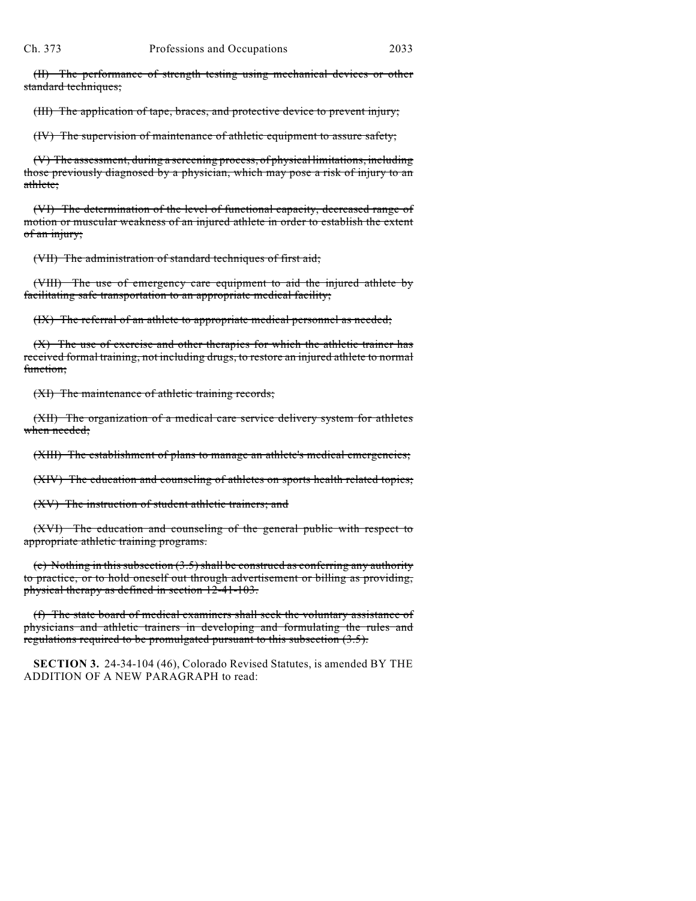~~(II) The performance of strength testing using mechanical devices or other standard techniques;~~

~~(III) The application of tape, braces, and protective device to prevent injury;~~

~~(IV) The supervision of maintenance of athletic equipment to assure safety;~~

~~(V) The assessment, during a screening process, of physical limitations, including those previously diagnosed by a physician, which may pose a risk of injury to an athlete;~~

~~(VI) The determination of the level of functional capacity, decreased range of motion or muscular weakness of an injured athlete in order to establish the extent of an injury;~~

~~(VII) The administration of standard techniques of first aid;~~

~~(VIII) The use of emergency care equipment to aid the injured athlete by facilitating safe transportation to an appropriate medical facility;~~

~~(IX) The referral of an athlete to appropriate medical personnel as needed;~~

~~(X) The use of exercise and other therapies for which the athletic trainer has received formal training, not including drugs, to restore an injured athlete to normal function;~~

~~(XI) The maintenance of athletic training records;~~

~~(XII) The organization of a medical care service delivery system for athletes when needed;~~

~~(XIII) The establishment of plans to manage an athlete's medical emergencies;~~

~~(XIV) The education and counseling of athletes on sports health related topics;~~

~~(XV) The instruction of student athletic trainers; and~~

~~(XVI) The education and counseling of the general public with respect to appropriate athletic training programs.~~

~~(e) Nothing in this subsection (3.5) shall be construed as conferring any authority to practice, or to hold oneself out through advertisement or billing as providing, physical therapy as defined in section 12-41-103.~~

~~(f) The state board of medical examiners shall seek the voluntary assistance of physicians and athletic trainers in developing and formulating the rules and regulations required to be promulgated pursuant to this subsection (3.5).~~

**SECTION 3.** 24-34-104 (46), Colorado Revised Statutes, is amended BY THE ADDITION OF A NEW PARAGRAPH to read: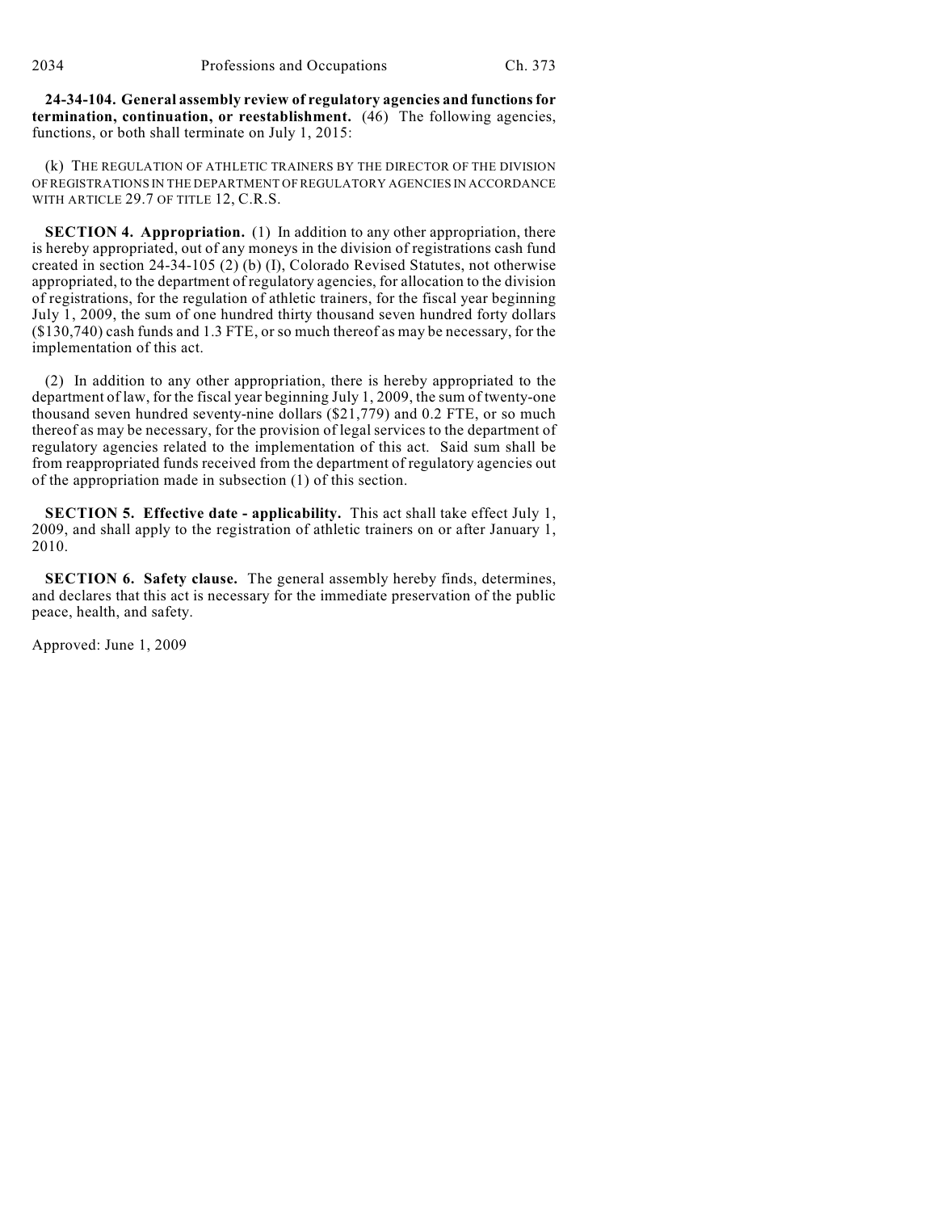**24-34-104. General assembly review of regulatory agencies and functions for termination, continuation, or reestablishment.** (46) The following agencies, functions, or both shall terminate on July 1, 2015:

(k) THE REGULATION OF ATHLETIC TRAINERS BY THE DIRECTOR OF THE DIVISION OF REGISTRATIONS IN THE DEPARTMENT OF REGULATORY AGENCIES IN ACCORDANCE WITH ARTICLE 29.7 OF TITLE 12, C.R.S.

**SECTION 4. Appropriation.** (1) In addition to any other appropriation, there is hereby appropriated, out of any moneys in the division of registrations cash fund created in section 24-34-105 (2) (b) (I), Colorado Revised Statutes, not otherwise appropriated, to the department of regulatory agencies, for allocation to the division of registrations, for the regulation of athletic trainers, for the fiscal year beginning July 1, 2009, the sum of one hundred thirty thousand seven hundred forty dollars ($130,740) cash funds and 1.3 FTE, or so much thereof as may be necessary, for the implementation of this act.

(2) In addition to any other appropriation, there is hereby appropriated to the department of law, for the fiscal year beginning July 1, 2009, the sum of twenty-one thousand seven hundred seventy-nine dollars ($21,779) and 0.2 FTE, or so much thereof as may be necessary, for the provision of legal services to the department of regulatory agencies related to the implementation of this act. Said sum shall be from reappropriated funds received from the department of regulatory agencies out of the appropriation made in subsection (1) of this section.

**SECTION 5. Effective date - applicability.** This act shall take effect July 1, 2009, and shall apply to the registration of athletic trainers on or after January 1, 2010.

**SECTION 6. Safety clause.** The general assembly hereby finds, determines, and declares that this act is necessary for the immediate preservation of the public peace, health, and safety.

Approved: June 1, 2009